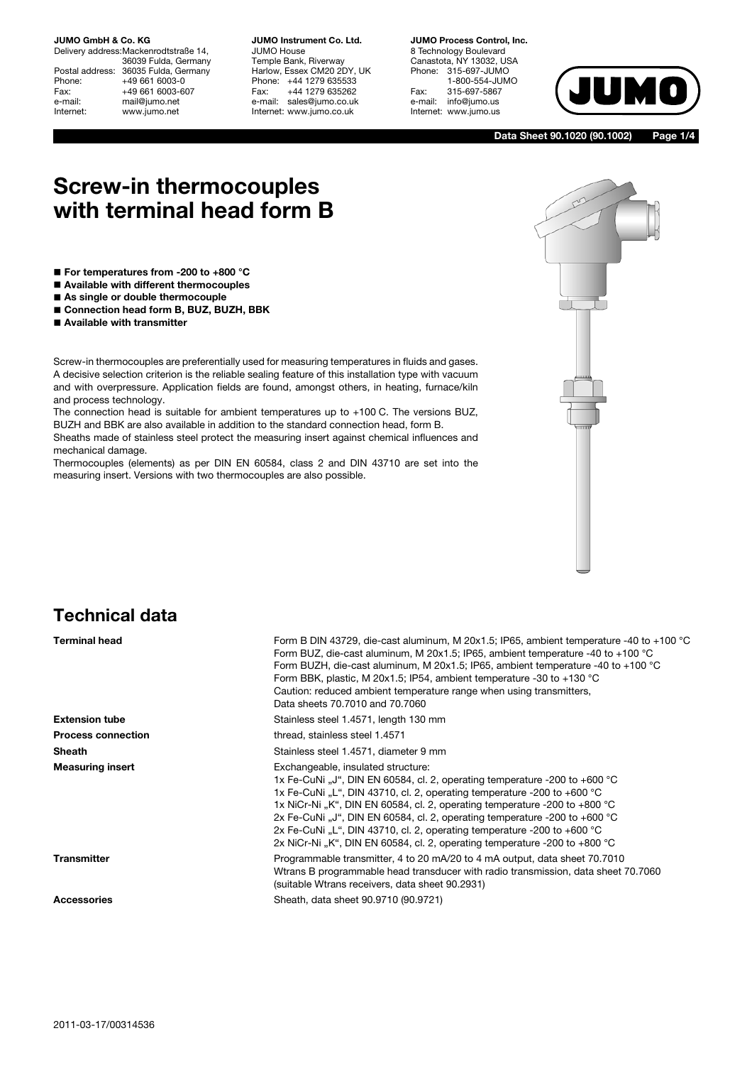**JUMO GmbH & Co. KG**
Delivery address: Mackenrodtstraße 14, 36039 Fulda, Germany
Postal address: 36035 Fulda, Germany
Phone: +49 661 6003-0
Fax: +49 661 6003-607
e-mail: mail@jumo.net
Internet: www.jumo.net

**JUMO Instrument Co. Ltd.**
JUMO House
Temple Bank, Riverway
Harlow, Essex CM20 2DY, UK
Phone: +44 1279 635533
Fax: +44 1279 635262
e-mail: sales@jumo.co.uk
Internet: www.jumo.co.uk

**JUMO Process Control, Inc.**
8 Technology Boulevard
Canastota, NY 13032, USA
Phone: 315-697-JUMO
1-800-554-JUMO
Fax: 315-697-5867
e-mail: info@jumo.us
Internet: www.jumo.us

**Data Sheet 90.1020 (90.1002)**

# Screw-in thermocouples with terminal head form B

- **For temperatures from -200 to +800 °C**
- **Available with different thermocouples**
- **As single or double thermocouple**
- **Connection head form B, BUZ, BUZH, BBK**
- **Available with transmitter**

Screw-in thermocouples are preferentially used for measuring temperatures in fluids and gases. A decisive selection criterion is the reliable sealing feature of this installation type with vacuum and with overpressure. Application fields are found, amongst others, in heating, furnace/kiln and process technology.
The connection head is suitable for ambient temperatures up to +100 C. The versions BUZ, BUZH and BBK are also available in addition to the standard connection head, form B.
Sheaths made of stainless steel protect the measuring insert against chemical influences and mechanical damage.
Thermocouples (elements) as per DIN EN 60584, class 2 and DIN 43710 are set into the measuring insert. Versions with two thermocouples are also possible.

## Technical data

| | |
|---|---|
| **Terminal head** | Form B DIN 43729, die-cast aluminum, M 20x1.5; IP65, ambient temperature -40 to +100 °C<br>Form BUZ, die-cast aluminum, M 20x1.5; IP65, ambient temperature -40 to +100 °C<br>Form BUZH, die-cast aluminum, M 20x1.5; IP65, ambient temperature -40 to +100 °C<br>Form BBK, plastic, M 20x1.5; IP54, ambient temperature -30 to +130 °C<br>Caution: reduced ambient temperature range when using transmitters, Data sheets 70.7010 and 70.7060 |
| **Extension tube** | Stainless steel 1.4571, length 130 mm |
| **Process connection** | thread, stainless steel 1.4571 |
| **Sheath** | Stainless steel 1.4571, diameter 9 mm |
| **Measuring insert** | Exchangeable, insulated structure:<br>1x Fe-CuNi „J“, DIN EN 60584, cl. 2, operating temperature -200 to +600 °C<br>1x Fe-CuNi „L“, DIN 43710, cl. 2, operating temperature -200 to +600 °C<br>1x NiCr-Ni „K“, DIN EN 60584, cl. 2, operating temperature -200 to +800 °C<br>2x Fe-CuNi „J“, DIN EN 60584, cl. 2, operating temperature -200 to +600 °C<br>2x Fe-CuNi „L“, DIN 43710, cl. 2, operating temperature -200 to +600 °C<br>2x NiCr-Ni „K“, DIN EN 60584, cl. 2, operating temperature -200 to +800 °C |
| **Transmitter** | Programmable transmitter, 4 to 20 mA/20 to 4 mA output, data sheet 70.7010<br>Wtrans B programmable head transducer with radio transmission, data sheet 70.7060<br>(suitable Wtrans receivers, data sheet 90.2931) |
| **Accessories** | Sheath, data sheet 90.9710 (90.9721) |

2011-03-17/00314536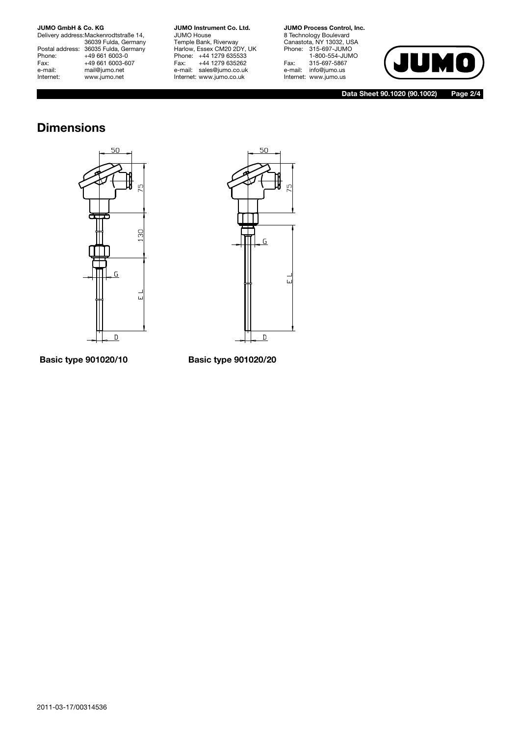## Dimensions

Basic type 901020/10

Basic type 901020/20

2011-03-17/00314536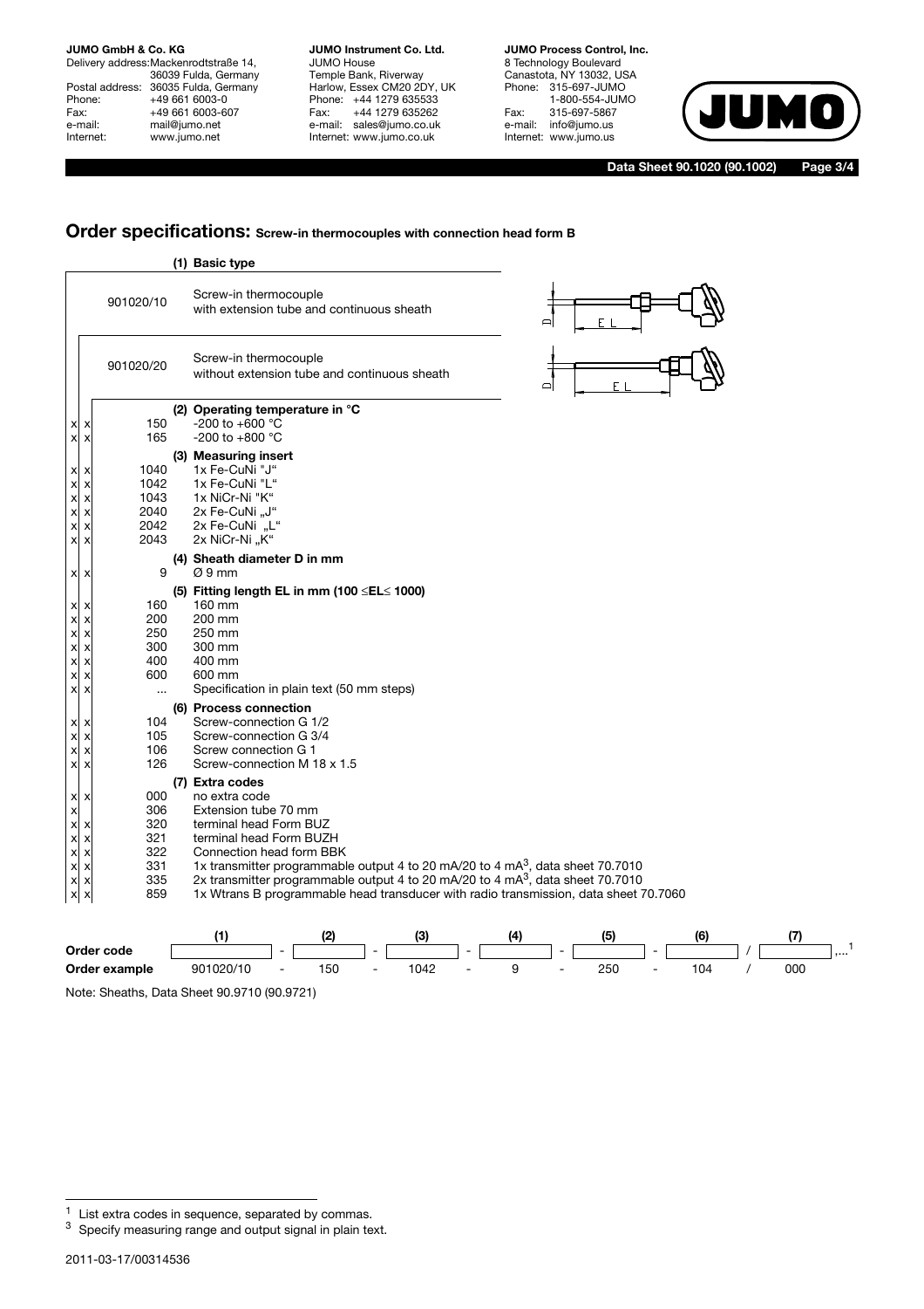## Order specifications: Screw-in thermocouples with connection head form B

| 901020/10 | 901020/20 | Code | Description |
|---|---|---|---|
| | | | **(1) Basic type** |
| | | 901020/10 | Screw-in thermocouple with extension tube and continuous sheath |
| | | 901020/20 | Screw-in thermocouple without extension tube and continuous sheath |
| | | | **(2) Operating temperature in °C** |
| x | x | 150 | -200 to +600 °C |
| x | x | 165 | -200 to +800 °C |
| | | | **(3) Measuring insert** |
| x | x | 1040 | 1x Fe-CuNi "J" |
| x | x | 1042 | 1x Fe-CuNi "L" |
| x | x | 1043 | 1x NiCr-Ni "K" |
| x | x | 2040 | 2x Fe-CuNi „J" |
| x | x | 2042 | 2x Fe-CuNi „L" |
| x | x | 2043 | 2x NiCr-Ni „K" |
| | | | **(4) Sheath diameter D in mm** |
| x | x | 9 | Ø 9 mm |
| | | | **(5) Fitting length EL in mm (100 ≤EL≤ 1000)** |
| x | x | 160 | 160 mm |
| x | x | 200 | 200 mm |
| x | x | 250 | 250 mm |
| x | x | 300 | 300 mm |
| x | x | 400 | 400 mm |
| x | x | 600 | 600 mm |
| x | x | ... | Specification in plain text (50 mm steps) |
| | | | **(6) Process connection** |
| x | x | 104 | Screw-connection G 1/2 |
| x | x | 105 | Screw-connection G 3/4 |
| x | x | 106 | Screw connection G 1 |
| x | x | 126 | Screw-connection M 18 x 1.5 |
| | | | **(7) Extra codes** |
| x | x | 000 | no extra code |
| x | | 306 | Extension tube 70 mm |
| x | x | 320 | terminal head Form BUZ |
| x | x | 321 | terminal head Form BUZH |
| x | x | 322 | Connection head form BBK |
| x | x | 331 | 1x transmitter programmable output 4 to 20 mA/20 to 4 mA[3], data sheet 70.7010 |
| x | x | 335 | 2x transmitter programmable output 4 to 20 mA/20 to 4 mA[3], data sheet 70.7010 |
| x | x | 859 | 1x Wtrans B programmable head transducer with radio transmission, data sheet 70.7060 |

| | (1) | | (2) | | (3) | | (4) | | (5) | | (6) | | (7) |
|---|---|---|---|---|---|---|---|---|---|---|---|---|---|
| **Order code** | | - | | - | | - | | - | | - | | / | ,...[1] |
| **Order example** | 901020/10 | - | 150 | - | 1042 | - | 9 | - | 250 | - | 104 | / | 000 |

Note: Sheaths, Data Sheet 90.9710 (90.9721)

[1] List extra codes in sequence, separated by commas.

[3] Specify measuring range and output signal in plain text.

2011-03-17/00314536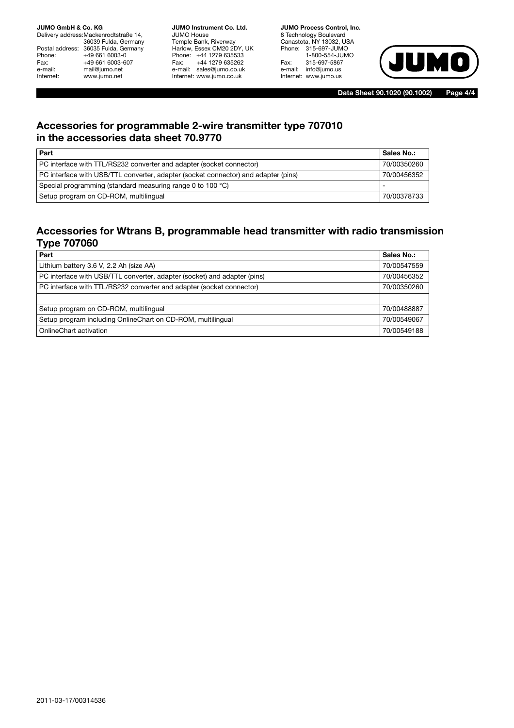## Accessories for programmable 2-wire transmitter type 707010 in the accessories data sheet 70.9770

| Part | Sales No.: |
|---|---|
| PC interface with TTL/RS232 converter and adapter (socket connector) | 70/00350260 |
| PC interface with USB/TTL converter, adapter (socket connector) and adapter (pins) | 70/00456352 |
| Special programming (standard measuring range 0 to 100 °C) | - |
| Setup program on CD-ROM, multilingual | 70/00378733 |

## Accessories for Wtrans B, programmable head transmitter with radio transmission Type 707060

| Part | Sales No.: |
|---|---|
| Lithium battery 3.6 V, 2.2 Ah (size AA) | 70/00547559 |
| PC interface with USB/TTL converter, adapter (socket) and adapter (pins) | 70/00456352 |
| PC interface with TTL/RS232 converter and adapter (socket connector) | 70/00350260 |
| | |
| Setup program on CD-ROM, multilingual | 70/00488887 |
| Setup program including OnlineChart on CD-ROM, multilingual | 70/00549067 |
| OnlineChart activation | 70/00549188 |

2011-03-17/00314536